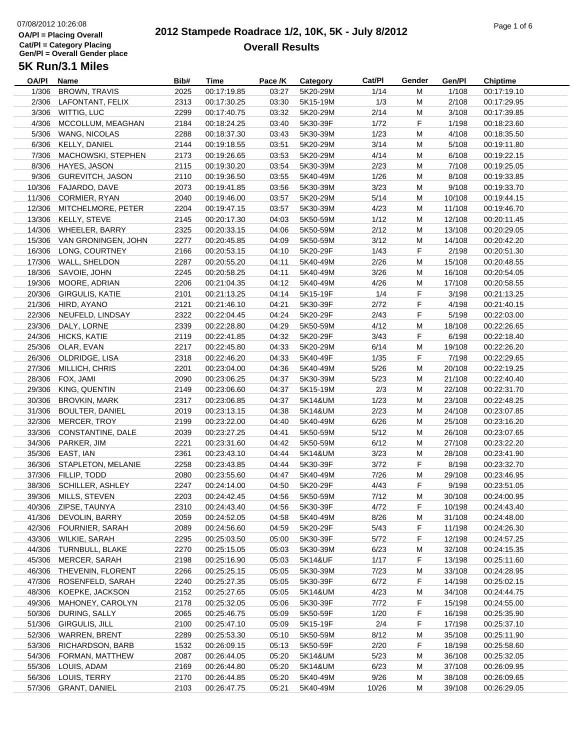07/08/2012 10:26:08

**OA/Pl = Placing Overall**
**Cat/Pl = Category Placing**
**Gen/Pl = Overall Gender place**

# 2012 Stampede Roadrace 1/2, 10K, 5K - July 8/2012
## Overall Results

### 5K Run/3.1 Miles

| OA/Pl | Name | Bib# | Time | Pace /K | Category | Cat/Pl | Gender | Gen/Pl | Chiptime |
|---|---|---|---|---|---|---|---|---|---|
| 1/306 | BROWN, TRAVIS | 2025 | 00:17:19.85 | 03:27 | 5K20-29M | 1/14 | M | 1/108 | 00:17:19.10 |
| 2/306 | LAFONTANT, FELIX | 2313 | 00:17:30.25 | 03:30 | 5K15-19M | 1/3 | M | 2/108 | 00:17:29.95 |
| 3/306 | WITTIG, LUC | 2299 | 00:17:40.75 | 03:32 | 5K20-29M | 2/14 | M | 3/108 | 00:17:39.85 |
| 4/306 | MCCOLLUM, MEAGHAN | 2184 | 00:18:24.25 | 03:40 | 5K30-39F | 1/72 | F | 1/198 | 00:18:23.60 |
| 5/306 | WANG, NICOLAS | 2288 | 00:18:37.30 | 03:43 | 5K30-39M | 1/23 | M | 4/108 | 00:18:35.50 |
| 6/306 | KELLY, DANIEL | 2144 | 00:19:18.55 | 03:51 | 5K20-29M | 3/14 | M | 5/108 | 00:19:11.80 |
| 7/306 | MACHOWSKI, STEPHEN | 2173 | 00:19:26.65 | 03:53 | 5K20-29M | 4/14 | M | 6/108 | 00:19:22.15 |
| 8/306 | HAYES, JASON | 2115 | 00:19:30.20 | 03:54 | 5K30-39M | 2/23 | M | 7/108 | 00:19:25.05 |
| 9/306 | GUREVITCH, JASON | 2110 | 00:19:36.50 | 03:55 | 5K40-49M | 1/26 | M | 8/108 | 00:19:33.85 |
| 10/306 | FAJARDO, DAVE | 2073 | 00:19:41.85 | 03:56 | 5K30-39M | 3/23 | M | 9/108 | 00:19:33.70 |
| 11/306 | CORMIER, RYAN | 2040 | 00:19:46.00 | 03:57 | 5K20-29M | 5/14 | M | 10/108 | 00:19:44.15 |
| 12/306 | MITCHELMORE, PETER | 2204 | 00:19:47.15 | 03:57 | 5K30-39M | 4/23 | M | 11/108 | 00:19:46.70 |
| 13/306 | KELLY, STEVE | 2145 | 00:20:17.30 | 04:03 | 5K50-59M | 1/12 | M | 12/108 | 00:20:11.45 |
| 14/306 | WHEELER, BARRY | 2325 | 00:20:33.15 | 04:06 | 5K50-59M | 2/12 | M | 13/108 | 00:20:29.05 |
| 15/306 | VAN GRONINGEN, JOHN | 2277 | 00:20:45.85 | 04:09 | 5K50-59M | 3/12 | M | 14/108 | 00:20:42.20 |
| 16/306 | LONG, COURTNEY | 2166 | 00:20:53.15 | 04:10 | 5K20-29F | 1/43 | F | 2/198 | 00:20:51.30 |
| 17/306 | WALL, SHELDON | 2287 | 00:20:55.20 | 04:11 | 5K40-49M | 2/26 | M | 15/108 | 00:20:48.55 |
| 18/306 | SAVOIE, JOHN | 2245 | 00:20:58.25 | 04:11 | 5K40-49M | 3/26 | M | 16/108 | 00:20:54.05 |
| 19/306 | MOORE, ADRIAN | 2206 | 00:21:04.35 | 04:12 | 5K40-49M | 4/26 | M | 17/108 | 00:20:58.55 |
| 20/306 | GIRGULIS, KATIE | 2101 | 00:21:13.25 | 04:14 | 5K15-19F | 1/4 | F | 3/198 | 00:21:13.25 |
| 21/306 | HIRD, AYANO | 2121 | 00:21:46.10 | 04:21 | 5K30-39F | 2/72 | F | 4/198 | 00:21:40.15 |
| 22/306 | NEUFELD, LINDSAY | 2322 | 00:22:04.45 | 04:24 | 5K20-29F | 2/43 | F | 5/198 | 00:22:03.00 |
| 23/306 | DALY, LORNE | 2339 | 00:22:28.80 | 04:29 | 5K50-59M | 4/12 | M | 18/108 | 00:22:26.65 |
| 24/306 | HICKS, KATIE | 2119 | 00:22:41.85 | 04:32 | 5K20-29F | 3/43 | F | 6/198 | 00:22:18.40 |
| 25/306 | OLAR, EVAN | 2217 | 00:22:45.80 | 04:33 | 5K20-29M | 6/14 | M | 19/108 | 00:22:26.20 |
| 26/306 | OLDRIDGE, LISA | 2318 | 00:22:46.20 | 04:33 | 5K40-49F | 1/35 | F | 7/198 | 00:22:29.65 |
| 27/306 | MILLICH, CHRIS | 2201 | 00:23:04.00 | 04:36 | 5K40-49M | 5/26 | M | 20/108 | 00:22:19.25 |
| 28/306 | FOX, JAMI | 2090 | 00:23:06.25 | 04:37 | 5K30-39M | 5/23 | M | 21/108 | 00:22:40.40 |
| 29/306 | KING, QUENTIN | 2149 | 00:23:06.60 | 04:37 | 5K15-19M | 2/3 | M | 22/108 | 00:22:31.70 |
| 30/306 | BROVKIN, MARK | 2317 | 00:23:06.85 | 04:37 | 5K14&UM | 1/23 | M | 23/108 | 00:22:48.25 |
| 31/306 | BOULTER, DANIEL | 2019 | 00:23:13.15 | 04:38 | 5K14&UM | 2/23 | M | 24/108 | 00:23:07.85 |
| 32/306 | MERCER, TROY | 2199 | 00:23:22.00 | 04:40 | 5K40-49M | 6/26 | M | 25/108 | 00:23:16.20 |
| 33/306 | CONSTANTINE, DALE | 2039 | 00:23:27.25 | 04:41 | 5K50-59M | 5/12 | M | 26/108 | 00:23:07.65 |
| 34/306 | PARKER, JIM | 2221 | 00:23:31.60 | 04:42 | 5K50-59M | 6/12 | M | 27/108 | 00:23:22.20 |
| 35/306 | EAST, IAN | 2361 | 00:23:43.10 | 04:44 | 5K14&UM | 3/23 | M | 28/108 | 00:23:41.90 |
| 36/306 | STAPLETON, MELANIE | 2258 | 00:23:43.85 | 04:44 | 5K30-39F | 3/72 | F | 8/198 | 00:23:32.70 |
| 37/306 | FILLIP, TODD | 2080 | 00:23:55.60 | 04:47 | 5K40-49M | 7/26 | M | 29/108 | 00:23:46.95 |
| 38/306 | SCHILLER, ASHLEY | 2247 | 00:24:14.00 | 04:50 | 5K20-29F | 4/43 | F | 9/198 | 00:23:51.05 |
| 39/306 | MILLS, STEVEN | 2203 | 00:24:42.45 | 04:56 | 5K50-59M | 7/12 | M | 30/108 | 00:24:00.95 |
| 40/306 | ZIPSE, TAUNYA | 2310 | 00:24:43.40 | 04:56 | 5K30-39F | 4/72 | F | 10/198 | 00:24:43.40 |
| 41/306 | DEVOLIN, BARRY | 2059 | 00:24:52.05 | 04:58 | 5K40-49M | 8/26 | M | 31/108 | 00:24:48.00 |
| 42/306 | FOURNIER, SARAH | 2089 | 00:24:56.60 | 04:59 | 5K20-29F | 5/43 | F | 11/198 | 00:24:26.30 |
| 43/306 | WILKIE, SARAH | 2295 | 00:25:03.50 | 05:00 | 5K30-39F | 5/72 | F | 12/198 | 00:24:57.25 |
| 44/306 | TURNBULL, BLAKE | 2270 | 00:25:15.05 | 05:03 | 5K30-39M | 6/23 | M | 32/108 | 00:24:15.35 |
| 45/306 | MERCER, SARAH | 2198 | 00:25:16.90 | 05:03 | 5K14&UF | 1/17 | F | 13/198 | 00:25:11.60 |
| 46/306 | THEVENIN, FLORENT | 2266 | 00:25:25.15 | 05:05 | 5K30-39M | 7/23 | M | 33/108 | 00:24:28.95 |
| 47/306 | ROSENFELD, SARAH | 2240 | 00:25:27.35 | 05:05 | 5K30-39F | 6/72 | F | 14/198 | 00:25:02.15 |
| 48/306 | KOEPKE, JACKSON | 2152 | 00:25:27.65 | 05:05 | 5K14&UM | 4/23 | M | 34/108 | 00:24:44.75 |
| 49/306 | MAHONEY, CAROLYN | 2178 | 00:25:32.05 | 05:06 | 5K30-39F | 7/72 | F | 15/198 | 00:24:55.00 |
| 50/306 | DURING, SALLY | 2065 | 00:25:46.75 | 05:09 | 5K50-59F | 1/20 | F | 16/198 | 00:25:35.90 |
| 51/306 | GIRGULIS, JILL | 2100 | 00:25:47.10 | 05:09 | 5K15-19F | 2/4 | F | 17/198 | 00:25:37.10 |
| 52/306 | WARREN, BRENT | 2289 | 00:25:53.30 | 05:10 | 5K50-59M | 8/12 | M | 35/108 | 00:25:11.90 |
| 53/306 | RICHARDSON, BARB | 1532 | 00:26:09.15 | 05:13 | 5K50-59F | 2/20 | F | 18/198 | 00:25:58.60 |
| 54/306 | FORMAN, MATTHEW | 2087 | 00:26:44.05 | 05:20 | 5K14&UM | 5/23 | M | 36/108 | 00:25:32.05 |
| 55/306 | LOUIS, ADAM | 2169 | 00:26:44.80 | 05:20 | 5K14&UM | 6/23 | M | 37/108 | 00:26:09.95 |
| 56/306 | LOUIS, TERRY | 2170 | 00:26:44.85 | 05:20 | 5K40-49M | 9/26 | M | 38/108 | 00:26:09.65 |
| 57/306 | GRANT, DANIEL | 2103 | 00:26:47.75 | 05:21 | 5K40-49M | 10/26 | M | 39/108 | 00:26:29.05 |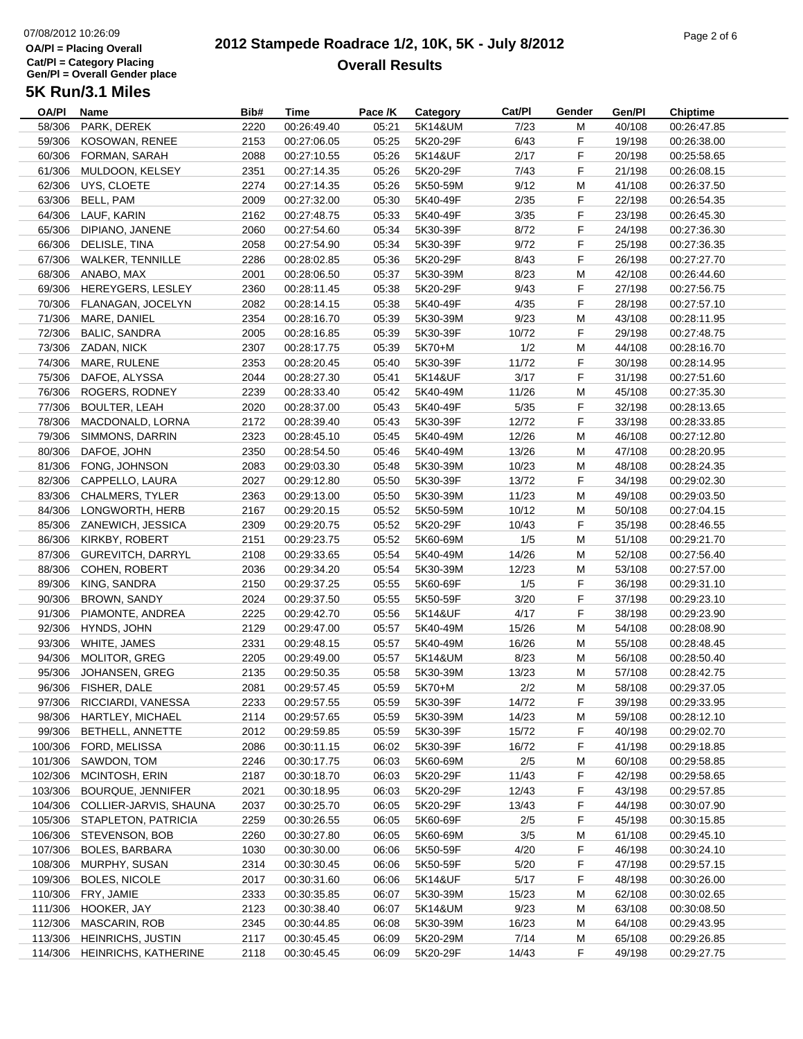**OA/Pl = Placing Overall**
**Cat/Pl = Category Placing**
**Gen/Pl = Overall Gender place**

# 2012 Stampede Roadrace 1/2, 10K, 5K - July 8/2012

## Overall Results

### 5K Run/3.1 Miles

| OA/Pl | Name | Bib# | Time | Pace /K | Category | Cat/Pl | Gender | Gen/Pl | Chiptime |
|---|---|---|---|---|---|---|---|---|---|
| 58/306 | PARK, DEREK | 2220 | 00:26:49.40 | 05:21 | 5K14&UM | 7/23 | M | 40/108 | 00:26:47.85 |
| 59/306 | KOSOWAN, RENEE | 2153 | 00:27:06.05 | 05:25 | 5K20-29F | 6/43 | F | 19/198 | 00:26:38.00 |
| 60/306 | FORMAN, SARAH | 2088 | 00:27:10.55 | 05:26 | 5K14&UF | 2/17 | F | 20/198 | 00:25:58.65 |
| 61/306 | MULDOON, KELSEY | 2351 | 00:27:14.35 | 05:26 | 5K20-29F | 7/43 | F | 21/198 | 00:26:08.15 |
| 62/306 | UYS, CLOETE | 2274 | 00:27:14.35 | 05:26 | 5K50-59M | 9/12 | M | 41/108 | 00:26:37.50 |
| 63/306 | BELL, PAM | 2009 | 00:27:32.00 | 05:30 | 5K40-49F | 2/35 | F | 22/198 | 00:26:54.35 |
| 64/306 | LAUF, KARIN | 2162 | 00:27:48.75 | 05:33 | 5K40-49F | 3/35 | F | 23/198 | 00:26:45.30 |
| 65/306 | DIPIANO, JANENE | 2060 | 00:27:54.60 | 05:34 | 5K30-39F | 8/72 | F | 24/198 | 00:27:36.30 |
| 66/306 | DELISLE, TINA | 2058 | 00:27:54.90 | 05:34 | 5K30-39F | 9/72 | F | 25/198 | 00:27:36.35 |
| 67/306 | WALKER, TENNILLE | 2286 | 00:28:02.85 | 05:36 | 5K20-29F | 8/43 | F | 26/198 | 00:27:27.70 |
| 68/306 | ANABO, MAX | 2001 | 00:28:06.50 | 05:37 | 5K30-39M | 8/23 | M | 42/108 | 00:26:44.60 |
| 69/306 | HEREYGERS, LESLEY | 2360 | 00:28:11.45 | 05:38 | 5K20-29F | 9/43 | F | 27/198 | 00:27:56.75 |
| 70/306 | FLANAGAN, JOCELYN | 2082 | 00:28:14.15 | 05:38 | 5K40-49F | 4/35 | F | 28/198 | 00:27:57.10 |
| 71/306 | MARE, DANIEL | 2354 | 00:28:16.70 | 05:39 | 5K30-39M | 9/23 | M | 43/108 | 00:28:11.95 |
| 72/306 | BALIC, SANDRA | 2005 | 00:28:16.85 | 05:39 | 5K30-39F | 10/72 | F | 29/198 | 00:27:48.75 |
| 73/306 | ZADAN, NICK | 2307 | 00:28:17.75 | 05:39 | 5K70+M | 1/2 | M | 44/108 | 00:28:16.70 |
| 74/306 | MARE, RULENE | 2353 | 00:28:20.45 | 05:40 | 5K30-39F | 11/72 | F | 30/198 | 00:28:14.95 |
| 75/306 | DAFOE, ALYSSA | 2044 | 00:28:27.30 | 05:41 | 5K14&UF | 3/17 | F | 31/198 | 00:27:51.60 |
| 76/306 | ROGERS, RODNEY | 2239 | 00:28:33.40 | 05:42 | 5K40-49M | 11/26 | M | 45/108 | 00:27:35.30 |
| 77/306 | BOULTER, LEAH | 2020 | 00:28:37.00 | 05:43 | 5K40-49F | 5/35 | F | 32/198 | 00:28:13.65 |
| 78/306 | MACDONALD, LORNA | 2172 | 00:28:39.40 | 05:43 | 5K30-39F | 12/72 | F | 33/198 | 00:28:33.85 |
| 79/306 | SIMMONS, DARRIN | 2323 | 00:28:45.10 | 05:45 | 5K40-49M | 12/26 | M | 46/108 | 00:27:12.80 |
| 80/306 | DAFOE, JOHN | 2350 | 00:28:54.50 | 05:46 | 5K40-49M | 13/26 | M | 47/108 | 00:28:20.95 |
| 81/306 | FONG, JOHNSON | 2083 | 00:29:03.30 | 05:48 | 5K30-39M | 10/23 | M | 48/108 | 00:28:24.35 |
| 82/306 | CAPPELLO, LAURA | 2027 | 00:29:12.80 | 05:50 | 5K30-39F | 13/72 | F | 34/198 | 00:29:02.30 |
| 83/306 | CHALMERS, TYLER | 2363 | 00:29:13.00 | 05:50 | 5K30-39M | 11/23 | M | 49/108 | 00:29:03.50 |
| 84/306 | LONGWORTH, HERB | 2167 | 00:29:20.15 | 05:52 | 5K50-59M | 10/12 | M | 50/108 | 00:27:04.15 |
| 85/306 | ZANEWICH, JESSICA | 2309 | 00:29:20.75 | 05:52 | 5K20-29F | 10/43 | F | 35/198 | 00:28:46.55 |
| 86/306 | KIRKBY, ROBERT | 2151 | 00:29:23.75 | 05:52 | 5K60-69M | 1/5 | M | 51/108 | 00:29:21.70 |
| 87/306 | GUREVITCH, DARRYL | 2108 | 00:29:33.65 | 05:54 | 5K40-49M | 14/26 | M | 52/108 | 00:27:56.40 |
| 88/306 | COHEN, ROBERT | 2036 | 00:29:34.20 | 05:54 | 5K30-39M | 12/23 | M | 53/108 | 00:27:57.00 |
| 89/306 | KING, SANDRA | 2150 | 00:29:37.25 | 05:55 | 5K60-69F | 1/5 | F | 36/198 | 00:29:31.10 |
| 90/306 | BROWN, SANDY | 2024 | 00:29:37.50 | 05:55 | 5K50-59F | 3/20 | F | 37/198 | 00:29:23.10 |
| 91/306 | PIAMONTE, ANDREA | 2225 | 00:29:42.70 | 05:56 | 5K14&UF | 4/17 | F | 38/198 | 00:29:23.90 |
| 92/306 | HYNDS, JOHN | 2129 | 00:29:47.00 | 05:57 | 5K40-49M | 15/26 | M | 54/108 | 00:28:08.90 |
| 93/306 | WHITE, JAMES | 2331 | 00:29:48.15 | 05:57 | 5K40-49M | 16/26 | M | 55/108 | 00:28:48.45 |
| 94/306 | MOLITOR, GREG | 2205 | 00:29:49.00 | 05:57 | 5K14&UM | 8/23 | M | 56/108 | 00:28:50.40 |
| 95/306 | JOHANSEN, GREG | 2135 | 00:29:50.35 | 05:58 | 5K30-39M | 13/23 | M | 57/108 | 00:28:42.75 |
| 96/306 | FISHER, DALE | 2081 | 00:29:57.45 | 05:59 | 5K70+M | 2/2 | M | 58/108 | 00:29:37.05 |
| 97/306 | RICCIARDI, VANESSA | 2233 | 00:29:57.55 | 05:59 | 5K30-39F | 14/72 | F | 39/198 | 00:29:33.95 |
| 98/306 | HARTLEY, MICHAEL | 2114 | 00:29:57.65 | 05:59 | 5K30-39M | 14/23 | M | 59/108 | 00:28:12.10 |
| 99/306 | BETHELL, ANNETTE | 2012 | 00:29:59.85 | 05:59 | 5K30-39F | 15/72 | F | 40/198 | 00:29:02.70 |
| 100/306 | FORD, MELISSA | 2086 | 00:30:11.15 | 06:02 | 5K30-39F | 16/72 | F | 41/198 | 00:29:18.85 |
| 101/306 | SAWDON, TOM | 2246 | 00:30:17.75 | 06:03 | 5K60-69M | 2/5 | M | 60/108 | 00:29:58.85 |
| 102/306 | MCINTOSH, ERIN | 2187 | 00:30:18.70 | 06:03 | 5K20-29F | 11/43 | F | 42/198 | 00:29:58.65 |
| 103/306 | BOURQUE, JENNIFER | 2021 | 00:30:18.95 | 06:03 | 5K20-29F | 12/43 | F | 43/198 | 00:29:57.85 |
| 104/306 | COLLIER-JARVIS, SHAUNA | 2037 | 00:30:25.70 | 06:05 | 5K20-29F | 13/43 | F | 44/198 | 00:30:07.90 |
| 105/306 | STAPLETON, PATRICIA | 2259 | 00:30:26.55 | 06:05 | 5K60-69F | 2/5 | F | 45/198 | 00:30:15.85 |
| 106/306 | STEVENSON, BOB | 2260 | 00:30:27.80 | 06:05 | 5K60-69M | 3/5 | M | 61/108 | 00:29:45.10 |
| 107/306 | BOLES, BARBARA | 1030 | 00:30:30.00 | 06:06 | 5K50-59F | 4/20 | F | 46/198 | 00:30:24.10 |
| 108/306 | MURPHY, SUSAN | 2314 | 00:30:30.45 | 06:06 | 5K50-59F | 5/20 | F | 47/198 | 00:29:57.15 |
| 109/306 | BOLES, NICOLE | 2017 | 00:30:31.60 | 06:06 | 5K14&UF | 5/17 | F | 48/198 | 00:30:26.00 |
| 110/306 | FRY, JAMIE | 2333 | 00:30:35.85 | 06:07 | 5K30-39M | 15/23 | M | 62/108 | 00:30:02.65 |
| 111/306 | HOOKER, JAY | 2123 | 00:30:38.40 | 06:07 | 5K14&UM | 9/23 | M | 63/108 | 00:30:08.50 |
| 112/306 | MASCARIN, ROB | 2345 | 00:30:44.85 | 06:08 | 5K30-39M | 16/23 | M | 64/108 | 00:29:43.95 |
| 113/306 | HEINRICHS, JUSTIN | 2117 | 00:30:45.45 | 06:09 | 5K20-29M | 7/14 | M | 65/108 | 00:29:26.85 |
| 114/306 | HEINRICHS, KATHERINE | 2118 | 00:30:45.45 | 06:09 | 5K20-29F | 14/43 | F | 49/198 | 00:29:27.75 |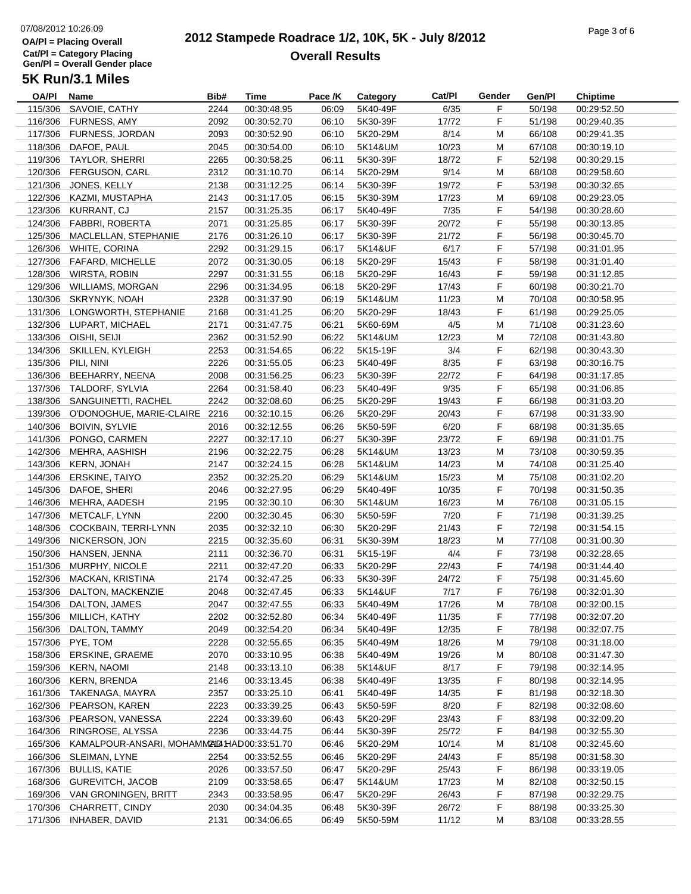# 2012 Stampede Roadrace 1/2, 10K, 5K - July 8/2012

## Overall Results

OA/Pl = Placing Overall
Cat/Pl = Category Placing
Gen/Pl = Overall Gender place

## 5K Run/3.1 Miles

| OA/Pl | Name | Bib# | Time | Pace /K | Category | Cat/Pl | Gender | Gen/Pl | Chiptime |
|---|---|---|---|---|---|---|---|---|---|
| 115/306 | SAVOIE, CATHY | 2244 | 00:30:48.95 | 06:09 | 5K40-49F | 6/35 | F | 50/198 | 00:29:52.50 |
| 116/306 | FURNESS, AMY | 2092 | 00:30:52.70 | 06:10 | 5K30-39F | 17/72 | F | 51/198 | 00:29:40.35 |
| 117/306 | FURNESS, JORDAN | 2093 | 00:30:52.90 | 06:10 | 5K20-29M | 8/14 | M | 66/108 | 00:29:41.35 |
| 118/306 | DAFOE, PAUL | 2045 | 00:30:54.00 | 06:10 | 5K14&UM | 10/23 | M | 67/108 | 00:30:19.10 |
| 119/306 | TAYLOR, SHERRI | 2265 | 00:30:58.25 | 06:11 | 5K30-39F | 18/72 | F | 52/198 | 00:30:29.15 |
| 120/306 | FERGUSON, CARL | 2312 | 00:31:10.70 | 06:14 | 5K20-29M | 9/14 | M | 68/108 | 00:29:58.60 |
| 121/306 | JONES, KELLY | 2138 | 00:31:12.25 | 06:14 | 5K30-39F | 19/72 | F | 53/198 | 00:30:32.65 |
| 122/306 | KAZMI, MUSTAPHA | 2143 | 00:31:17.05 | 06:15 | 5K30-39M | 17/23 | M | 69/108 | 00:29:23.05 |
| 123/306 | KURRANT, CJ | 2157 | 00:31:25.35 | 06:17 | 5K40-49F | 7/35 | F | 54/198 | 00:30:28.60 |
| 124/306 | FABBRI, ROBERTA | 2071 | 00:31:25.85 | 06:17 | 5K30-39F | 20/72 | F | 55/198 | 00:30:13.85 |
| 125/306 | MACLELLAN, STEPHANIE | 2176 | 00:31:26.10 | 06:17 | 5K30-39F | 21/72 | F | 56/198 | 00:30:45.70 |
| 126/306 | WHITE, CORINA | 2292 | 00:31:29.15 | 06:17 | 5K14&UF | 6/17 | F | 57/198 | 00:31:01.95 |
| 127/306 | FAFARD, MICHELLE | 2072 | 00:31:30.05 | 06:18 | 5K20-29F | 15/43 | F | 58/198 | 00:31:01.40 |
| 128/306 | WIRSTA, ROBIN | 2297 | 00:31:31.55 | 06:18 | 5K20-29F | 16/43 | F | 59/198 | 00:31:12.85 |
| 129/306 | WILLIAMS, MORGAN | 2296 | 00:31:34.95 | 06:18 | 5K20-29F | 17/43 | F | 60/198 | 00:30:21.70 |
| 130/306 | SKRYNYK, NOAH | 2328 | 00:31:37.90 | 06:19 | 5K14&UM | 11/23 | M | 70/108 | 00:30:58.95 |
| 131/306 | LONGWORTH, STEPHANIE | 2168 | 00:31:41.25 | 06:20 | 5K20-29F | 18/43 | F | 61/198 | 00:29:25.05 |
| 132/306 | LUPART, MICHAEL | 2171 | 00:31:47.75 | 06:21 | 5K60-69M | 4/5 | M | 71/108 | 00:31:23.60 |
| 133/306 | OISHI, SEIJI | 2362 | 00:31:52.90 | 06:22 | 5K14&UM | 12/23 | M | 72/108 | 00:31:43.80 |
| 134/306 | SKILLEN, KYLEIGH | 2253 | 00:31:54.65 | 06:22 | 5K15-19F | 3/4 | F | 62/198 | 00:30:43.30 |
| 135/306 | PILI, NINI | 2226 | 00:31:55.05 | 06:23 | 5K40-49F | 8/35 | F | 63/198 | 00:30:16.75 |
| 136/306 | BEEHARRY, NEENA | 2008 | 00:31:56.25 | 06:23 | 5K30-39F | 22/72 | F | 64/198 | 00:31:17.85 |
| 137/306 | TALDORF, SYLVIA | 2264 | 00:31:58.40 | 06:23 | 5K40-49F | 9/35 | F | 65/198 | 00:31:06.85 |
| 138/306 | SANGUINETTI, RACHEL | 2242 | 00:32:08.60 | 06:25 | 5K20-29F | 19/43 | F | 66/198 | 00:31:03.20 |
| 139/306 | O'DONOGHUE, MARIE-CLAIRE | 2216 | 00:32:10.15 | 06:26 | 5K20-29F | 20/43 | F | 67/198 | 00:31:33.90 |
| 140/306 | BOIVIN, SYLVIE | 2016 | 00:32:12.55 | 06:26 | 5K50-59F | 6/20 | F | 68/198 | 00:31:35.65 |
| 141/306 | PONGO, CARMEN | 2227 | 00:32:17.10 | 06:27 | 5K30-39F | 23/72 | F | 69/198 | 00:31:01.75 |
| 142/306 | MEHRA, AASHISH | 2196 | 00:32:22.75 | 06:28 | 5K14&UM | 13/23 | M | 73/108 | 00:30:59.35 |
| 143/306 | KERN, JONAH | 2147 | 00:32:24.15 | 06:28 | 5K14&UM | 14/23 | M | 74/108 | 00:31:25.40 |
| 144/306 | ERSKINE, TAIYO | 2352 | 00:32:25.20 | 06:29 | 5K14&UM | 15/23 | M | 75/108 | 00:31:02.20 |
| 145/306 | DAFOE, SHERI | 2046 | 00:32:27.95 | 06:29 | 5K40-49F | 10/35 | F | 70/198 | 00:31:50.35 |
| 146/306 | MEHRA, AADESH | 2195 | 00:32:30.10 | 06:30 | 5K14&UM | 16/23 | M | 76/108 | 00:31:05.15 |
| 147/306 | METCALF, LYNN | 2200 | 00:32:30.45 | 06:30 | 5K50-59F | 7/20 | F | 71/198 | 00:31:39.25 |
| 148/306 | COCKBAIN, TERRI-LYNN | 2035 | 00:32:32.10 | 06:30 | 5K20-29F | 21/43 | F | 72/198 | 00:31:54.15 |
| 149/306 | NICKERSON, JON | 2215 | 00:32:35.60 | 06:31 | 5K30-39M | 18/23 | M | 77/108 | 00:31:00.30 |
| 150/306 | HANSEN, JENNA | 2111 | 00:32:36.70 | 06:31 | 5K15-19F | 4/4 | F | 73/198 | 00:32:28.65 |
| 151/306 | MURPHY, NICOLE | 2211 | 00:32:47.20 | 06:33 | 5K20-29F | 22/43 | F | 74/198 | 00:31:44.40 |
| 152/306 | MACKAN, KRISTINA | 2174 | 00:32:47.25 | 06:33 | 5K30-39F | 24/72 | F | 75/198 | 00:31:45.60 |
| 153/306 | DALTON, MACKENZIE | 2048 | 00:32:47.45 | 06:33 | 5K14&UF | 7/17 | F | 76/198 | 00:32:01.30 |
| 154/306 | DALTON, JAMES | 2047 | 00:32:47.55 | 06:33 | 5K40-49M | 17/26 | M | 78/108 | 00:32:00.15 |
| 155/306 | MILLICH, KATHY | 2202 | 00:32:52.80 | 06:34 | 5K40-49F | 11/35 | F | 77/198 | 00:32:07.20 |
| 156/306 | DALTON, TAMMY | 2049 | 00:32:54.20 | 06:34 | 5K40-49F | 12/35 | F | 78/198 | 00:32:07.75 |
| 157/306 | PYE, TOM | 2228 | 00:32:55.65 | 06:35 | 5K40-49M | 18/26 | M | 79/108 | 00:31:18.00 |
| 158/306 | ERSKINE, GRAEME | 2070 | 00:33:10.95 | 06:38 | 5K40-49M | 19/26 | M | 80/108 | 00:31:47.30 |
| 159/306 | KERN, NAOMI | 2148 | 00:33:13.10 | 06:38 | 5K14&UF | 8/17 | F | 79/198 | 00:32:14.95 |
| 160/306 | KERN, BRENDA | 2146 | 00:33:13.45 | 06:38 | 5K40-49F | 13/35 | F | 80/198 | 00:32:14.95 |
| 161/306 | TAKENAGA, MAYRA | 2357 | 00:33:25.10 | 06:41 | 5K40-49F | 14/35 | F | 81/198 | 00:32:18.30 |
| 162/306 | PEARSON, KAREN | 2223 | 00:33:39.25 | 06:43 | 5K50-59F | 8/20 | F | 82/198 | 00:32:08.60 |
| 163/306 | PEARSON, VANESSA | 2224 | 00:33:39.60 | 06:43 | 5K20-29F | 23/43 | F | 83/198 | 00:32:09.20 |
| 164/306 | RINGROSE, ALYSSA | 2236 | 00:33:44.75 | 06:44 | 5K30-39F | 25/72 | F | 84/198 | 00:32:55.30 |
| 165/306 | KAMALPOUR-ANSARI, MOHAMMAD HAD | 2141 | 00:33:51.70 | 06:46 | 5K20-29M | 10/14 | M | 81/108 | 00:32:45.60 |
| 166/306 | SLEIMAN, LYNE | 2254 | 00:33:52.55 | 06:46 | 5K20-29F | 24/43 | F | 85/198 | 00:31:58.30 |
| 167/306 | BULLIS, KATIE | 2026 | 00:33:57.50 | 06:47 | 5K20-29F | 25/43 | F | 86/198 | 00:33:19.05 |
| 168/306 | GUREVITCH, JACOB | 2109 | 00:33:58.65 | 06:47 | 5K14&UM | 17/23 | M | 82/108 | 00:32:50.15 |
| 169/306 | VAN GRONINGEN, BRITT | 2343 | 00:33:58.95 | 06:47 | 5K20-29F | 26/43 | F | 87/198 | 00:32:29.75 |
| 170/306 | CHARRETT, CINDY | 2030 | 00:34:04.35 | 06:48 | 5K30-39F | 26/72 | F | 88/198 | 00:33:25.30 |
| 171/306 | INHABER, DAVID | 2131 | 00:34:06.65 | 06:49 | 5K50-59M | 11/12 | M | 83/108 | 00:33:28.55 |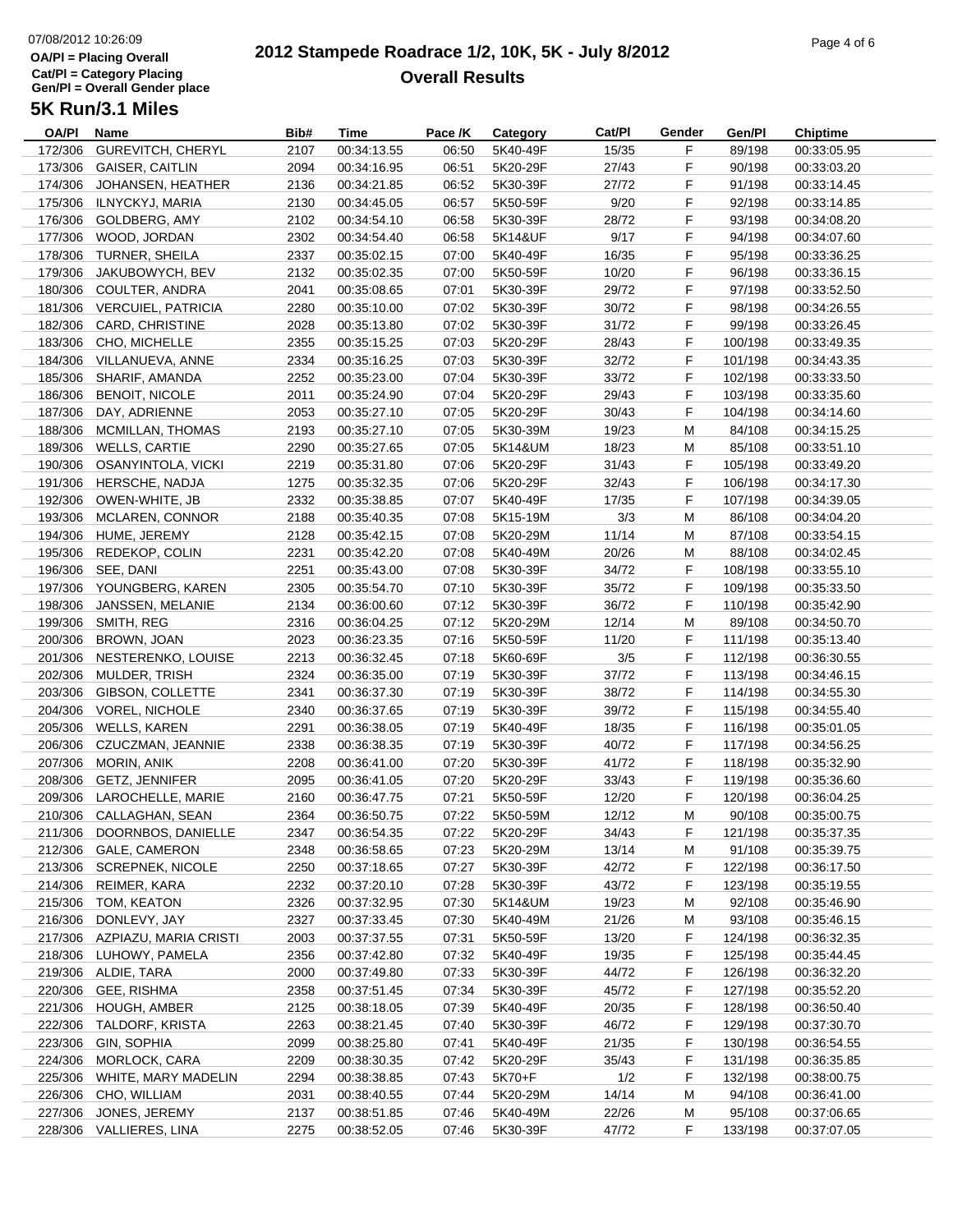07/08/2012 10:26:09

OA/Pl = Placing Overall
Cat/Pl = Category Placing
Gen/Pl = Overall Gender place

# 2012 Stampede Roadrace 1/2, 10K, 5K - July 8/2012
## Overall Results

### 5K Run/3.1 Miles

| OA/Pl | Name | Bib# | Time | Pace /K | Category | Cat/Pl | Gender | Gen/Pl | Chiptime |
|---|---|---|---|---|---|---|---|---|---|
| 172/306 | GUREVITCH, CHERYL | 2107 | 00:34:13.55 | 06:50 | 5K40-49F | 15/35 | F | 89/198 | 00:33:05.95 |
| 173/306 | GAISER, CAITLIN | 2094 | 00:34:16.95 | 06:51 | 5K20-29F | 27/43 | F | 90/198 | 00:33:03.20 |
| 174/306 | JOHANSEN, HEATHER | 2136 | 00:34:21.85 | 06:52 | 5K30-39F | 27/72 | F | 91/198 | 00:33:14.45 |
| 175/306 | ILNYCKYJ, MARIA | 2130 | 00:34:45.05 | 06:57 | 5K50-59F | 9/20 | F | 92/198 | 00:33:14.85 |
| 176/306 | GOLDBERG, AMY | 2102 | 00:34:54.10 | 06:58 | 5K30-39F | 28/72 | F | 93/198 | 00:34:08.20 |
| 177/306 | WOOD, JORDAN | 2302 | 00:34:54.40 | 06:58 | 5K14&UF | 9/17 | F | 94/198 | 00:34:07.60 |
| 178/306 | TURNER, SHEILA | 2337 | 00:35:02.15 | 07:00 | 5K40-49F | 16/35 | F | 95/198 | 00:33:36.25 |
| 179/306 | JAKUBOWYCH, BEV | 2132 | 00:35:02.35 | 07:00 | 5K50-59F | 10/20 | F | 96/198 | 00:33:36.15 |
| 180/306 | COULTER, ANDRA | 2041 | 00:35:08.65 | 07:01 | 5K30-39F | 29/72 | F | 97/198 | 00:33:52.50 |
| 181/306 | VERCUIEL, PATRICIA | 2280 | 00:35:10.00 | 07:02 | 5K30-39F | 30/72 | F | 98/198 | 00:34:26.55 |
| 182/306 | CARD, CHRISTINE | 2028 | 00:35:13.80 | 07:02 | 5K30-39F | 31/72 | F | 99/198 | 00:33:26.45 |
| 183/306 | CHO, MICHELLE | 2355 | 00:35:15.25 | 07:03 | 5K20-29F | 28/43 | F | 100/198 | 00:33:49.35 |
| 184/306 | VILLANUEVA, ANNE | 2334 | 00:35:16.25 | 07:03 | 5K30-39F | 32/72 | F | 101/198 | 00:34:43.35 |
| 185/306 | SHARIF, AMANDA | 2252 | 00:35:23.00 | 07:04 | 5K30-39F | 33/72 | F | 102/198 | 00:33:33.50 |
| 186/306 | BENOIT, NICOLE | 2011 | 00:35:24.90 | 07:04 | 5K20-29F | 29/43 | F | 103/198 | 00:33:35.60 |
| 187/306 | DAY, ADRIENNE | 2053 | 00:35:27.10 | 07:05 | 5K20-29F | 30/43 | F | 104/198 | 00:34:14.60 |
| 188/306 | MCMILLAN, THOMAS | 2193 | 00:35:27.10 | 07:05 | 5K30-39M | 19/23 | M | 84/108 | 00:34:15.25 |
| 189/306 | WELLS, CARTIE | 2290 | 00:35:27.65 | 07:05 | 5K14&UM | 18/23 | M | 85/108 | 00:33:51.10 |
| 190/306 | OSANYINTOLA, VICKI | 2219 | 00:35:31.80 | 07:06 | 5K20-29F | 31/43 | F | 105/198 | 00:33:49.20 |
| 191/306 | HERSCHE, NADJA | 1275 | 00:35:32.35 | 07:06 | 5K20-29F | 32/43 | F | 106/198 | 00:34:17.30 |
| 192/306 | OWEN-WHITE, JB | 2332 | 00:35:38.85 | 07:07 | 5K40-49F | 17/35 | F | 107/198 | 00:34:39.05 |
| 193/306 | MCLAREN, CONNOR | 2188 | 00:35:40.35 | 07:08 | 5K15-19M | 3/3 | M | 86/108 | 00:34:04.20 |
| 194/306 | HUME, JEREMY | 2128 | 00:35:42.15 | 07:08 | 5K20-29M | 11/14 | M | 87/108 | 00:33:54.15 |
| 195/306 | REDEKOP, COLIN | 2231 | 00:35:42.20 | 07:08 | 5K40-49M | 20/26 | M | 88/108 | 00:34:02.45 |
| 196/306 | SEE, DANI | 2251 | 00:35:43.00 | 07:08 | 5K30-39F | 34/72 | F | 108/198 | 00:33:55.10 |
| 197/306 | YOUNGBERG, KAREN | 2305 | 00:35:54.70 | 07:10 | 5K30-39F | 35/72 | F | 109/198 | 00:35:33.50 |
| 198/306 | JANSSEN, MELANIE | 2134 | 00:36:00.60 | 07:12 | 5K30-39F | 36/72 | F | 110/198 | 00:35:42.90 |
| 199/306 | SMITH, REG | 2316 | 00:36:04.25 | 07:12 | 5K20-29M | 12/14 | M | 89/108 | 00:34:50.70 |
| 200/306 | BROWN, JOAN | 2023 | 00:36:23.35 | 07:16 | 5K50-59F | 11/20 | F | 111/198 | 00:35:13.40 |
| 201/306 | NESTERENKO, LOUISE | 2213 | 00:36:32.45 | 07:18 | 5K60-69F | 3/5 | F | 112/198 | 00:36:30.55 |
| 202/306 | MULDER, TRISH | 2324 | 00:36:35.00 | 07:19 | 5K30-39F | 37/72 | F | 113/198 | 00:34:46.15 |
| 203/306 | GIBSON, COLLETTE | 2341 | 00:36:37.30 | 07:19 | 5K30-39F | 38/72 | F | 114/198 | 00:34:55.30 |
| 204/306 | VOREL, NICHOLE | 2340 | 00:36:37.65 | 07:19 | 5K30-39F | 39/72 | F | 115/198 | 00:34:55.40 |
| 205/306 | WELLS, KAREN | 2291 | 00:36:38.05 | 07:19 | 5K40-49F | 18/35 | F | 116/198 | 00:35:01.05 |
| 206/306 | CZUCZMAN, JEANNIE | 2338 | 00:36:38.35 | 07:19 | 5K30-39F | 40/72 | F | 117/198 | 00:34:56.25 |
| 207/306 | MORIN, ANIK | 2208 | 00:36:41.00 | 07:20 | 5K30-39F | 41/72 | F | 118/198 | 00:35:32.90 |
| 208/306 | GETZ, JENNIFER | 2095 | 00:36:41.05 | 07:20 | 5K20-29F | 33/43 | F | 119/198 | 00:35:36.60 |
| 209/306 | LAROCHELLE, MARIE | 2160 | 00:36:47.75 | 07:21 | 5K50-59F | 12/20 | F | 120/198 | 00:36:04.25 |
| 210/306 | CALLAGHAN, SEAN | 2364 | 00:36:50.75 | 07:22 | 5K50-59M | 12/12 | M | 90/108 | 00:35:00.75 |
| 211/306 | DOORNBOS, DANIELLE | 2347 | 00:36:54.35 | 07:22 | 5K20-29F | 34/43 | F | 121/198 | 00:35:37.35 |
| 212/306 | GALE, CAMERON | 2348 | 00:36:58.65 | 07:23 | 5K20-29M | 13/14 | M | 91/108 | 00:35:39.75 |
| 213/306 | SCREPNEK, NICOLE | 2250 | 00:37:18.65 | 07:27 | 5K30-39F | 42/72 | F | 122/198 | 00:36:17.50 |
| 214/306 | REIMER, KARA | 2232 | 00:37:20.10 | 07:28 | 5K30-39F | 43/72 | F | 123/198 | 00:35:19.55 |
| 215/306 | TOM, KEATON | 2326 | 00:37:32.95 | 07:30 | 5K14&UM | 19/23 | M | 92/108 | 00:35:46.90 |
| 216/306 | DONLEVY, JAY | 2327 | 00:37:33.45 | 07:30 | 5K40-49M | 21/26 | M | 93/108 | 00:35:46.15 |
| 217/306 | AZPIAZU, MARIA CRISTI | 2003 | 00:37:37.55 | 07:31 | 5K50-59F | 13/20 | F | 124/198 | 00:36:32.35 |
| 218/306 | LUHOWY, PAMELA | 2356 | 00:37:42.80 | 07:32 | 5K40-49F | 19/35 | F | 125/198 | 00:35:44.45 |
| 219/306 | ALDIE, TARA | 2000 | 00:37:49.80 | 07:33 | 5K30-39F | 44/72 | F | 126/198 | 00:36:32.20 |
| 220/306 | GEE, RISHMA | 2358 | 00:37:51.45 | 07:34 | 5K30-39F | 45/72 | F | 127/198 | 00:35:52.20 |
| 221/306 | HOUGH, AMBER | 2125 | 00:38:18.05 | 07:39 | 5K40-49F | 20/35 | F | 128/198 | 00:36:50.40 |
| 222/306 | TALDORF, KRISTA | 2263 | 00:38:21.45 | 07:40 | 5K30-39F | 46/72 | F | 129/198 | 00:37:30.70 |
| 223/306 | GIN, SOPHIA | 2099 | 00:38:25.80 | 07:41 | 5K40-49F | 21/35 | F | 130/198 | 00:36:54.55 |
| 224/306 | MORLOCK, CARA | 2209 | 00:38:30.35 | 07:42 | 5K20-29F | 35/43 | F | 131/198 | 00:36:35.85 |
| 225/306 | WHITE, MARY MADELIN | 2294 | 00:38:38.85 | 07:43 | 5K70+F | 1/2 | F | 132/198 | 00:38:00.75 |
| 226/306 | CHO, WILLIAM | 2031 | 00:38:40.55 | 07:44 | 5K20-29M | 14/14 | M | 94/108 | 00:36:41.00 |
| 227/306 | JONES, JEREMY | 2137 | 00:38:51.85 | 07:46 | 5K40-49M | 22/26 | M | 95/108 | 00:37:06.65 |
| 228/306 | VALLIERES, LINA | 2275 | 00:38:52.05 | 07:46 | 5K30-39F | 47/72 | F | 133/198 | 00:37:07.05 |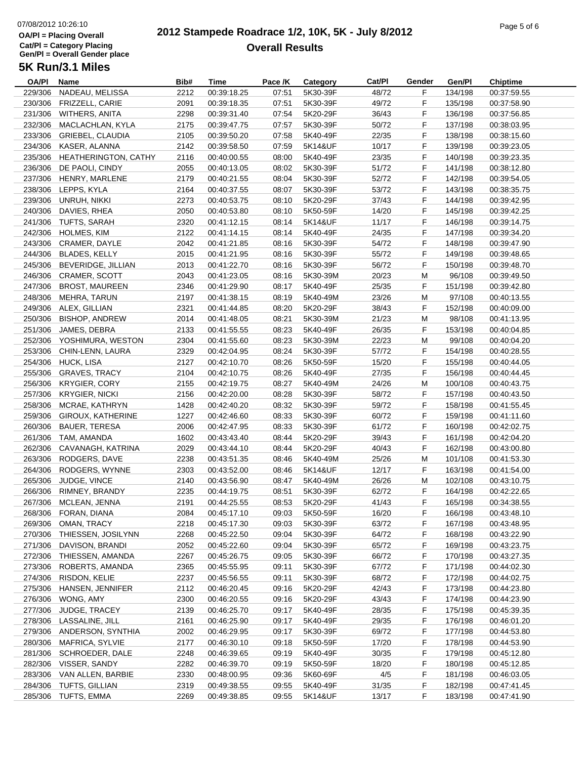# 2012 Stampede Roadrace 1/2, 10K, 5K - July 8/2012

## Overall Results

07/08/2012 10:26:10

OA/Pl = Placing Overall
Cat/Pl = Category Placing
Gen/Pl = Overall Gender place

### 5K Run/3.1 Miles

| OA/Pl | Name | Bib# | Time | Pace /K | Category | Cat/Pl | Gender | Gen/Pl | Chiptime |
|---|---|---|---|---|---|---|---|---|---|
| 229/306 | NADEAU, MELISSA | 2212 | 00:39:18.25 | 07:51 | 5K30-39F | 48/72 | F | 134/198 | 00:37:59.55 |
| 230/306 | FRIZZELL, CARIE | 2091 | 00:39:18.35 | 07:51 | 5K30-39F | 49/72 | F | 135/198 | 00:37:58.90 |
| 231/306 | WITHERS, ANITA | 2298 | 00:39:31.40 | 07:54 | 5K20-29F | 36/43 | F | 136/198 | 00:37:56.85 |
| 232/306 | MACLACHLAN, KYLA | 2175 | 00:39:47.75 | 07:57 | 5K30-39F | 50/72 | F | 137/198 | 00:38:03.95 |
| 233/306 | GRIEBEL, CLAUDIA | 2105 | 00:39:50.20 | 07:58 | 5K40-49F | 22/35 | F | 138/198 | 00:38:15.60 |
| 234/306 | KASER, ALANNA | 2142 | 00:39:58.50 | 07:59 | 5K14&UF | 10/17 | F | 139/198 | 00:39:23.05 |
| 235/306 | HEATHERINGTON, CATHY | 2116 | 00:40:00.55 | 08:00 | 5K40-49F | 23/35 | F | 140/198 | 00:39:23.35 |
| 236/306 | DE PAOLI, CINDY | 2055 | 00:40:13.05 | 08:02 | 5K30-39F | 51/72 | F | 141/198 | 00:38:12.80 |
| 237/306 | HENRY, MARLENE | 2179 | 00:40:21.55 | 08:04 | 5K30-39F | 52/72 | F | 142/198 | 00:39:54.05 |
| 238/306 | LEPPS, KYLA | 2164 | 00:40:37.55 | 08:07 | 5K30-39F | 53/72 | F | 143/198 | 00:38:35.75 |
| 239/306 | UNRUH, NIKKI | 2273 | 00:40:53.75 | 08:10 | 5K20-29F | 37/43 | F | 144/198 | 00:39:42.95 |
| 240/306 | DAVIES, RHEA | 2050 | 00:40:53.80 | 08:10 | 5K50-59F | 14/20 | F | 145/198 | 00:39:42.25 |
| 241/306 | TUFTS, SARAH | 2320 | 00:41:12.15 | 08:14 | 5K14&UF | 11/17 | F | 146/198 | 00:39:14.75 |
| 242/306 | HOLMES, KIM | 2122 | 00:41:14.15 | 08:14 | 5K40-49F | 24/35 | F | 147/198 | 00:39:34.20 |
| 243/306 | CRAMER, DAYLE | 2042 | 00:41:21.85 | 08:16 | 5K30-39F | 54/72 | F | 148/198 | 00:39:47.90 |
| 244/306 | BLADES, KELLY | 2015 | 00:41:21.95 | 08:16 | 5K30-39F | 55/72 | F | 149/198 | 00:39:48.65 |
| 245/306 | BEVERIDGE, JILLIAN | 2013 | 00:41:22.70 | 08:16 | 5K30-39F | 56/72 | F | 150/198 | 00:39:48.70 |
| 246/306 | CRAMER, SCOTT | 2043 | 00:41:23.05 | 08:16 | 5K30-39M | 20/23 | M | 96/108 | 00:39:49.50 |
| 247/306 | BROST, MAUREEN | 2346 | 00:41:29.90 | 08:17 | 5K40-49F | 25/35 | F | 151/198 | 00:39:42.80 |
| 248/306 | MEHRA, TARUN | 2197 | 00:41:38.15 | 08:19 | 5K40-49M | 23/26 | M | 97/108 | 00:40:13.55 |
| 249/306 | ALEX, GILLIAN | 2321 | 00:41:44.85 | 08:20 | 5K20-29F | 38/43 | F | 152/198 | 00:40:09.00 |
| 250/306 | BISHOP, ANDREW | 2014 | 00:41:48.05 | 08:21 | 5K30-39M | 21/23 | M | 98/108 | 00:41:13.95 |
| 251/306 | JAMES, DEBRA | 2133 | 00:41:55.55 | 08:23 | 5K40-49F | 26/35 | F | 153/198 | 00:40:04.85 |
| 252/306 | YOSHIMURA, WESTON | 2304 | 00:41:55.60 | 08:23 | 5K30-39M | 22/23 | M | 99/108 | 00:40:04.20 |
| 253/306 | CHIN-LENN, LAURA | 2329 | 00:42:04.95 | 08:24 | 5K30-39F | 57/72 | F | 154/198 | 00:40:28.55 |
| 254/306 | HUCK, LISA | 2127 | 00:42:10.70 | 08:26 | 5K50-59F | 15/20 | F | 155/198 | 00:40:44.05 |
| 255/306 | GRAVES, TRACY | 2104 | 00:42:10.75 | 08:26 | 5K40-49F | 27/35 | F | 156/198 | 00:40:44.45 |
| 256/306 | KRYGIER, CORY | 2155 | 00:42:19.75 | 08:27 | 5K40-49M | 24/26 | M | 100/108 | 00:40:43.75 |
| 257/306 | KRYGIER, NICKI | 2156 | 00:42:20.00 | 08:28 | 5K30-39F | 58/72 | F | 157/198 | 00:40:43.50 |
| 258/306 | MCRAE, KATHRYN | 1428 | 00:42:40.20 | 08:32 | 5K30-39F | 59/72 | F | 158/198 | 00:41:55.45 |
| 259/306 | GIROUX, KATHERINE | 1227 | 00:42:46.60 | 08:33 | 5K30-39F | 60/72 | F | 159/198 | 00:41:11.60 |
| 260/306 | BAUER, TERESA | 2006 | 00:42:47.95 | 08:33 | 5K30-39F | 61/72 | F | 160/198 | 00:42:02.75 |
| 261/306 | TAM, AMANDA | 1602 | 00:43:43.40 | 08:44 | 5K20-29F | 39/43 | F | 161/198 | 00:42:04.20 |
| 262/306 | CAVANAGH, KATRINA | 2029 | 00:43:44.10 | 08:44 | 5K20-29F | 40/43 | F | 162/198 | 00:43:00.80 |
| 263/306 | RODGERS, DAVE | 2238 | 00:43:51.35 | 08:46 | 5K40-49M | 25/26 | M | 101/108 | 00:41:53.30 |
| 264/306 | RODGERS, WYNNE | 2303 | 00:43:52.00 | 08:46 | 5K14&UF | 12/17 | F | 163/198 | 00:41:54.00 |
| 265/306 | JUDGE, VINCE | 2140 | 00:43:56.90 | 08:47 | 5K40-49M | 26/26 | M | 102/108 | 00:43:10.75 |
| 266/306 | RIMNEY, BRANDY | 2235 | 00:44:19.75 | 08:51 | 5K30-39F | 62/72 | F | 164/198 | 00:42:22.65 |
| 267/306 | MCLEAN, JENNA | 2191 | 00:44:25.55 | 08:53 | 5K20-29F | 41/43 | F | 165/198 | 00:34:38.55 |
| 268/306 | FORAN, DIANA | 2084 | 00:45:17.10 | 09:03 | 5K50-59F | 16/20 | F | 166/198 | 00:43:48.10 |
| 269/306 | OMAN, TRACY | 2218 | 00:45:17.30 | 09:03 | 5K30-39F | 63/72 | F | 167/198 | 00:43:48.95 |
| 270/306 | THIESSEN, JOSILYNN | 2268 | 00:45:22.50 | 09:04 | 5K30-39F | 64/72 | F | 168/198 | 00:43:22.90 |
| 271/306 | DAVISON, BRANDI | 2052 | 00:45:22.60 | 09:04 | 5K30-39F | 65/72 | F | 169/198 | 00:43:23.75 |
| 272/306 | THIESSEN, AMANDA | 2267 | 00:45:26.75 | 09:05 | 5K30-39F | 66/72 | F | 170/198 | 00:43:27.35 |
| 273/306 | ROBERTS, AMANDA | 2365 | 00:45:55.95 | 09:11 | 5K30-39F | 67/72 | F | 171/198 | 00:44:02.30 |
| 274/306 | RISDON, KELIE | 2237 | 00:45:56.55 | 09:11 | 5K30-39F | 68/72 | F | 172/198 | 00:44:02.75 |
| 275/306 | HANSEN, JENNIFER | 2112 | 00:46:20.45 | 09:16 | 5K20-29F | 42/43 | F | 173/198 | 00:44:23.80 |
| 276/306 | WONG, AMY | 2300 | 00:46:20.55 | 09:16 | 5K20-29F | 43/43 | F | 174/198 | 00:44:23.90 |
| 277/306 | JUDGE, TRACEY | 2139 | 00:46:25.70 | 09:17 | 5K40-49F | 28/35 | F | 175/198 | 00:45:39.35 |
| 278/306 | LASSALINE, JILL | 2161 | 00:46:25.90 | 09:17 | 5K40-49F | 29/35 | F | 176/198 | 00:46:01.20 |
| 279/306 | ANDERSON, SYNTHIA | 2002 | 00:46:29.95 | 09:17 | 5K30-39F | 69/72 | F | 177/198 | 00:44:53.80 |
| 280/306 | MAFRICA, SYLVIE | 2177 | 00:46:30.10 | 09:18 | 5K50-59F | 17/20 | F | 178/198 | 00:44:53.90 |
| 281/306 | SCHROEDER, DALE | 2248 | 00:46:39.65 | 09:19 | 5K40-49F | 30/35 | F | 179/198 | 00:45:12.80 |
| 282/306 | VISSER, SANDY | 2282 | 00:46:39.70 | 09:19 | 5K50-59F | 18/20 | F | 180/198 | 00:45:12.85 |
| 283/306 | VAN ALLEN, BARBIE | 2330 | 00:48:00.95 | 09:36 | 5K60-69F | 4/5 | F | 181/198 | 00:46:03.05 |
| 284/306 | TUFTS, GILLIAN | 2319 | 00:49:38.55 | 09:55 | 5K40-49F | 31/35 | F | 182/198 | 00:47:41.45 |
| 285/306 | TUFTS, EMMA | 2269 | 00:49:38.85 | 09:55 | 5K14&UF | 13/17 | F | 183/198 | 00:47:41.90 |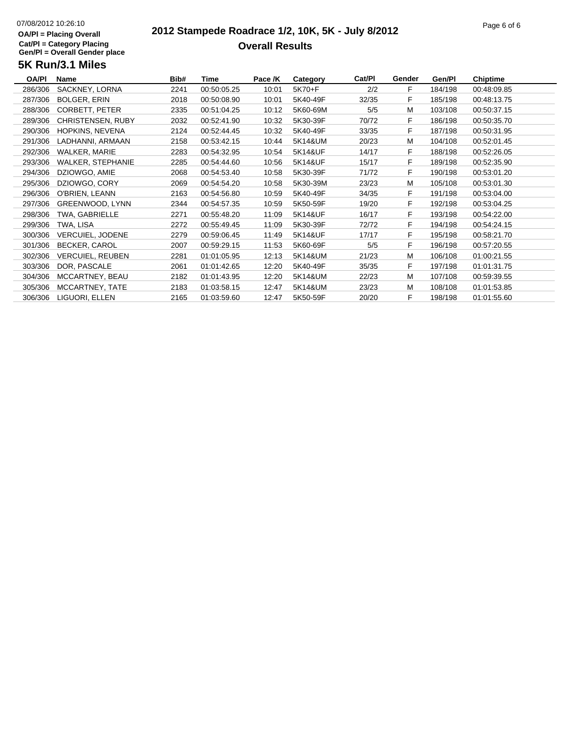# 2012 Stampede Roadrace 1/2, 10K, 5K - July 8/2012

## Overall Results

07/08/2012 10:26:10

**OA/Pl = Placing Overall**
**Cat/Pl = Category Placing**
**Gen/Pl = Overall Gender place**

### 5K Run/3.1 Miles

| OA/Pl | Name | Bib# | Time | Pace /K | Category | Cat/Pl | Gender | Gen/Pl | Chiptime |
|---|---|---|---|---|---|---|---|---|---|
| 286/306 | SACKNEY, LORNA | 2241 | 00:50:05.25 | 10:01 | 5K70+F | 2/2 | F | 184/198 | 00:48:09.85 |
| 287/306 | BOLGER, ERIN | 2018 | 00:50:08.90 | 10:01 | 5K40-49F | 32/35 | F | 185/198 | 00:48:13.75 |
| 288/306 | CORBETT, PETER | 2335 | 00:51:04.25 | 10:12 | 5K60-69M | 5/5 | M | 103/108 | 00:50:37.15 |
| 289/306 | CHRISTENSEN, RUBY | 2032 | 00:52:41.90 | 10:32 | 5K30-39F | 70/72 | F | 186/198 | 00:50:35.70 |
| 290/306 | HOPKINS, NEVENA | 2124 | 00:52:44.45 | 10:32 | 5K40-49F | 33/35 | F | 187/198 | 00:50:31.95 |
| 291/306 | LADHANNI, ARMAAN | 2158 | 00:53:42.15 | 10:44 | 5K14&UM | 20/23 | M | 104/108 | 00:52:01.45 |
| 292/306 | WALKER, MARIE | 2283 | 00:54:32.95 | 10:54 | 5K14&UF | 14/17 | F | 188/198 | 00:52:26.05 |
| 293/306 | WALKER, STEPHANIE | 2285 | 00:54:44.60 | 10:56 | 5K14&UF | 15/17 | F | 189/198 | 00:52:35.90 |
| 294/306 | DZIOWGO, AMIE | 2068 | 00:54:53.40 | 10:58 | 5K30-39F | 71/72 | F | 190/198 | 00:53:01.20 |
| 295/306 | DZIOWGO, CORY | 2069 | 00:54:54.20 | 10:58 | 5K30-39M | 23/23 | M | 105/108 | 00:53:01.30 |
| 296/306 | O'BRIEN, LEANN | 2163 | 00:54:56.80 | 10:59 | 5K40-49F | 34/35 | F | 191/198 | 00:53:04.00 |
| 297/306 | GREENWOOD, LYNN | 2344 | 00:54:57.35 | 10:59 | 5K50-59F | 19/20 | F | 192/198 | 00:53:04.25 |
| 298/306 | TWA, GABRIELLE | 2271 | 00:55:48.20 | 11:09 | 5K14&UF | 16/17 | F | 193/198 | 00:54:22.00 |
| 299/306 | TWA, LISA | 2272 | 00:55:49.45 | 11:09 | 5K30-39F | 72/72 | F | 194/198 | 00:54:24.15 |
| 300/306 | VERCUIEL, JODENE | 2279 | 00:59:06.45 | 11:49 | 5K14&UF | 17/17 | F | 195/198 | 00:58:21.70 |
| 301/306 | BECKER, CAROL | 2007 | 00:59:29.15 | 11:53 | 5K60-69F | 5/5 | F | 196/198 | 00:57:20.55 |
| 302/306 | VERCUIEL, REUBEN | 2281 | 01:01:05.95 | 12:13 | 5K14&UM | 21/23 | M | 106/108 | 01:00:21.55 |
| 303/306 | DOR, PASCALE | 2061 | 01:01:42.65 | 12:20 | 5K40-49F | 35/35 | F | 197/198 | 01:01:31.75 |
| 304/306 | MCCARTNEY, BEAU | 2182 | 01:01:43.95 | 12:20 | 5K14&UM | 22/23 | M | 107/108 | 00:59:39.55 |
| 305/306 | MCCARTNEY, TATE | 2183 | 01:03:58.15 | 12:47 | 5K14&UM | 23/23 | M | 108/108 | 01:01:53.85 |
| 306/306 | LIGUORI, ELLEN | 2165 | 01:03:59.60 | 12:47 | 5K50-59F | 20/20 | F | 198/198 | 01:01:55.60 |